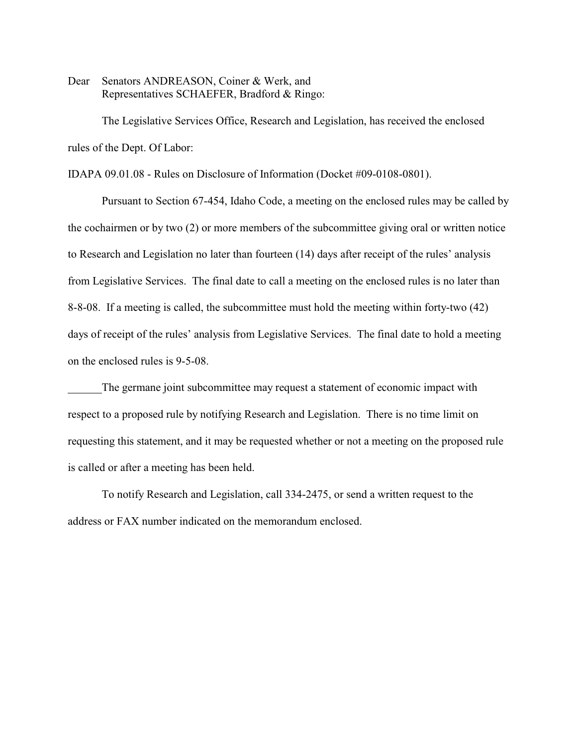Dear Senators ANDREASON, Coiner & Werk, and
Representatives SCHAEFER, Bradford & Ringo:

The Legislative Services Office, Research and Legislation, has received the enclosed rules of the Dept. Of Labor:

IDAPA 09.01.08 - Rules on Disclosure of Information (Docket #09-0108-0801).

Pursuant to Section 67-454, Idaho Code, a meeting on the enclosed rules may be called by the cochairmen or by two (2) or more members of the subcommittee giving oral or written notice to Research and Legislation no later than fourteen (14) days after receipt of the rules' analysis from Legislative Services. The final date to call a meeting on the enclosed rules is no later than 8-8-08. If a meeting is called, the subcommittee must hold the meeting within forty-two (42) days of receipt of the rules' analysis from Legislative Services. The final date to hold a meeting on the enclosed rules is 9-5-08.

______The germane joint subcommittee may request a statement of economic impact with respect to a proposed rule by notifying Research and Legislation. There is no time limit on requesting this statement, and it may be requested whether or not a meeting on the proposed rule is called or after a meeting has been held.

To notify Research and Legislation, call 334-2475, or send a written request to the address or FAX number indicated on the memorandum enclosed.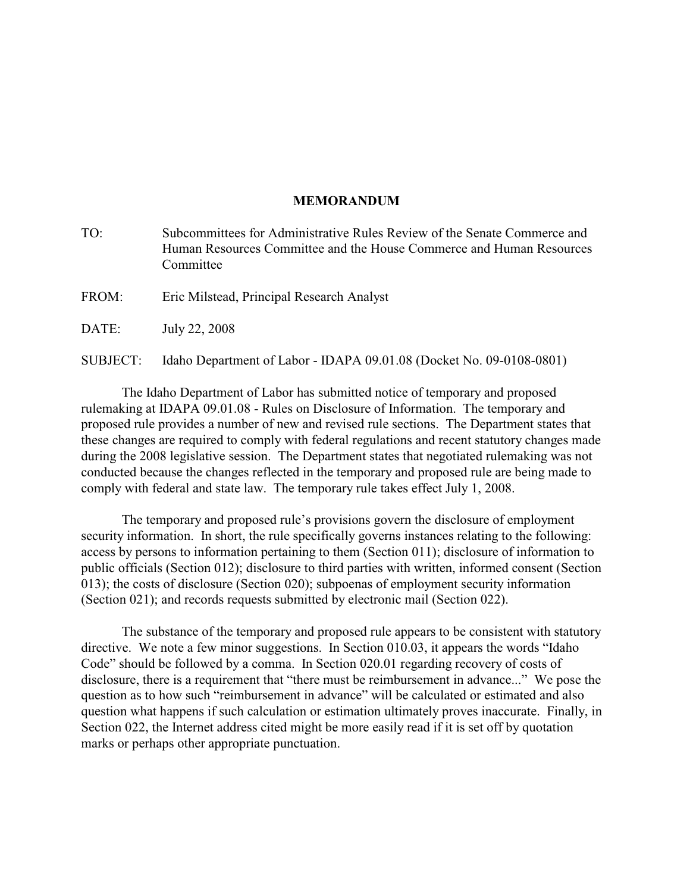# MEMORANDUM

TO: Subcommittees for Administrative Rules Review of the Senate Commerce and Human Resources Committee and the House Commerce and Human Resources Committee

FROM: Eric Milstead, Principal Research Analyst

DATE: July 22, 2008

SUBJECT: Idaho Department of Labor - IDAPA 09.01.08 (Docket No. 09-0108-0801)

The Idaho Department of Labor has submitted notice of temporary and proposed rulemaking at IDAPA 09.01.08 - Rules on Disclosure of Information. The temporary and proposed rule provides a number of new and revised rule sections. The Department states that these changes are required to comply with federal regulations and recent statutory changes made during the 2008 legislative session. The Department states that negotiated rulemaking was not conducted because the changes reflected in the temporary and proposed rule are being made to comply with federal and state law. The temporary rule takes effect July 1, 2008.

The temporary and proposed rule's provisions govern the disclosure of employment security information. In short, the rule specifically governs instances relating to the following: access by persons to information pertaining to them (Section 011); disclosure of information to public officials (Section 012); disclosure to third parties with written, informed consent (Section 013); the costs of disclosure (Section 020); subpoenas of employment security information (Section 021); and records requests submitted by electronic mail (Section 022).

The substance of the temporary and proposed rule appears to be consistent with statutory directive. We note a few minor suggestions. In Section 010.03, it appears the words "Idaho Code" should be followed by a comma. In Section 020.01 regarding recovery of costs of disclosure, there is a requirement that "there must be reimbursement in advance..." We pose the question as to how such "reimbursement in advance" will be calculated or estimated and also question what happens if such calculation or estimation ultimately proves inaccurate. Finally, in Section 022, the Internet address cited might be more easily read if it is set off by quotation marks or perhaps other appropriate punctuation.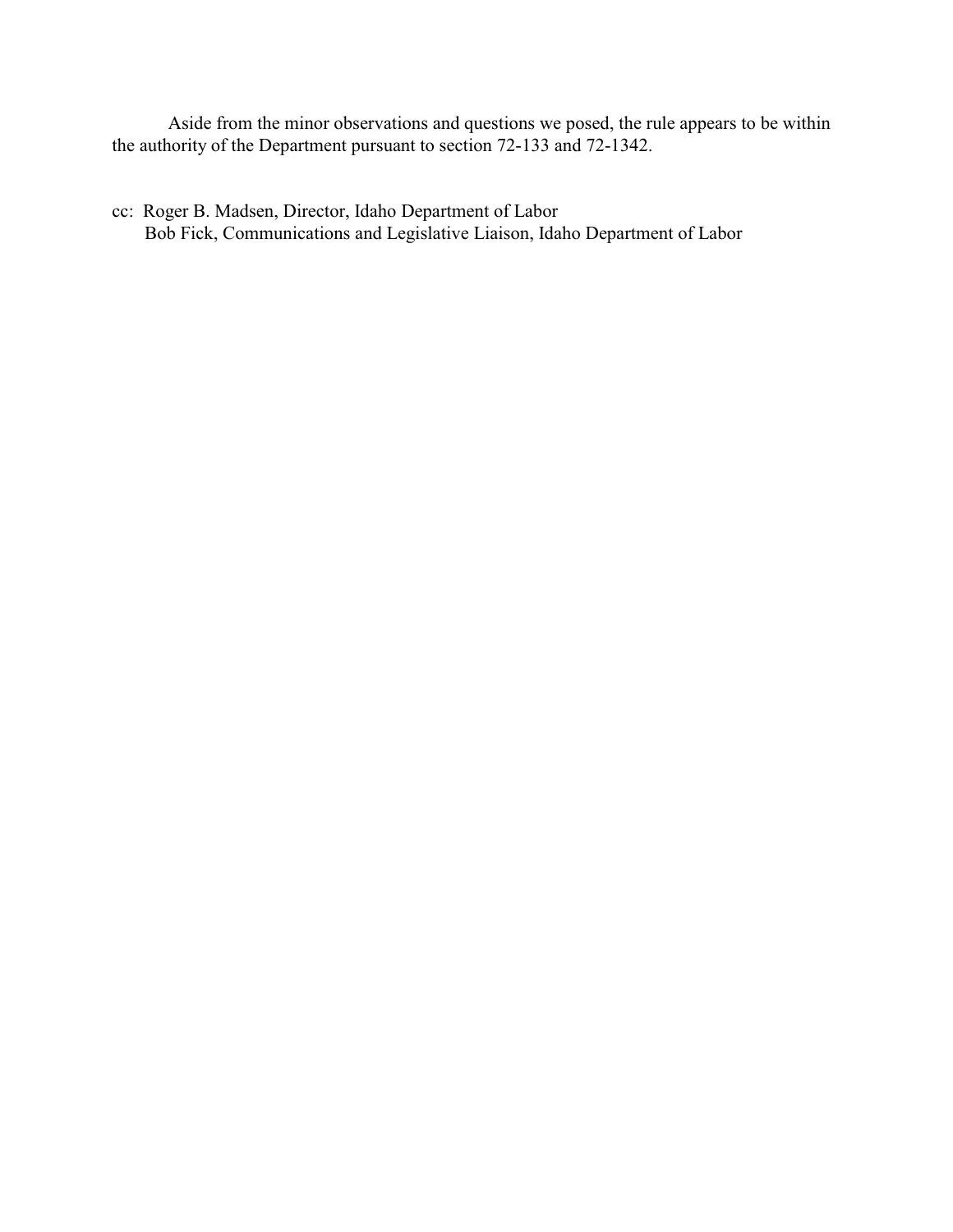Aside from the minor observations and questions we posed, the rule appears to be within the authority of the Department pursuant to section 72-133 and 72-1342.

cc: Roger B. Madsen, Director, Idaho Department of Labor
Bob Fick, Communications and Legislative Liaison, Idaho Department of Labor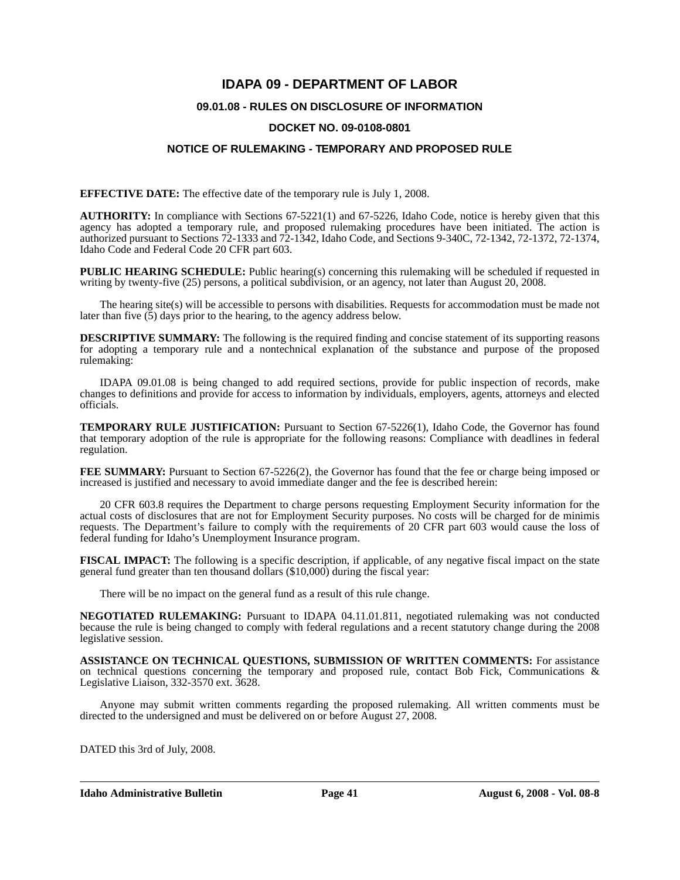# IDAPA 09 - DEPARTMENT OF LABOR

## 09.01.08 - RULES ON DISCLOSURE OF INFORMATION

### DOCKET NO. 09-0108-0801

### NOTICE OF RULEMAKING - TEMPORARY AND PROPOSED RULE

**EFFECTIVE DATE:** The effective date of the temporary rule is July 1, 2008.

**AUTHORITY:** In compliance with Sections 67-5221(1) and 67-5226, Idaho Code, notice is hereby given that this agency has adopted a temporary rule, and proposed rulemaking procedures have been initiated. The action is authorized pursuant to Sections 72-1333 and 72-1342, Idaho Code, and Sections 9-340C, 72-1342, 72-1372, 72-1374, Idaho Code and Federal Code 20 CFR part 603.

**PUBLIC HEARING SCHEDULE:** Public hearing(s) concerning this rulemaking will be scheduled if requested in writing by twenty-five (25) persons, a political subdivision, or an agency, not later than August 20, 2008.

The hearing site(s) will be accessible to persons with disabilities. Requests for accommodation must be made not later than five (5) days prior to the hearing, to the agency address below.

**DESCRIPTIVE SUMMARY:** The following is the required finding and concise statement of its supporting reasons for adopting a temporary rule and a nontechnical explanation of the substance and purpose of the proposed rulemaking:

IDAPA 09.01.08 is being changed to add required sections, provide for public inspection of records, make changes to definitions and provide for access to information by individuals, employers, agents, attorneys and elected officials.

**TEMPORARY RULE JUSTIFICATION:** Pursuant to Section 67-5226(1), Idaho Code, the Governor has found that temporary adoption of the rule is appropriate for the following reasons: Compliance with deadlines in federal regulation.

**FEE SUMMARY:** Pursuant to Section 67-5226(2), the Governor has found that the fee or charge being imposed or increased is justified and necessary to avoid immediate danger and the fee is described herein:

20 CFR 603.8 requires the Department to charge persons requesting Employment Security information for the actual costs of disclosures that are not for Employment Security purposes. No costs will be charged for de minimis requests. The Department's failure to comply with the requirements of 20 CFR part 603 would cause the loss of federal funding for Idaho's Unemployment Insurance program.

**FISCAL IMPACT:** The following is a specific description, if applicable, of any negative fiscal impact on the state general fund greater than ten thousand dollars ($10,000) during the fiscal year:

There will be no impact on the general fund as a result of this rule change.

**NEGOTIATED RULEMAKING:** Pursuant to IDAPA 04.11.01.811, negotiated rulemaking was not conducted because the rule is being changed to comply with federal regulations and a recent statutory change during the 2008 legislative session.

**ASSISTANCE ON TECHNICAL QUESTIONS, SUBMISSION OF WRITTEN COMMENTS:** For assistance on technical questions concerning the temporary and proposed rule, contact Bob Fick, Communications & Legislative Liaison, 332-3570 ext. 3628.

Anyone may submit written comments regarding the proposed rulemaking. All written comments must be directed to the undersigned and must be delivered on or before August 27, 2008.

DATED this 3rd of July, 2008.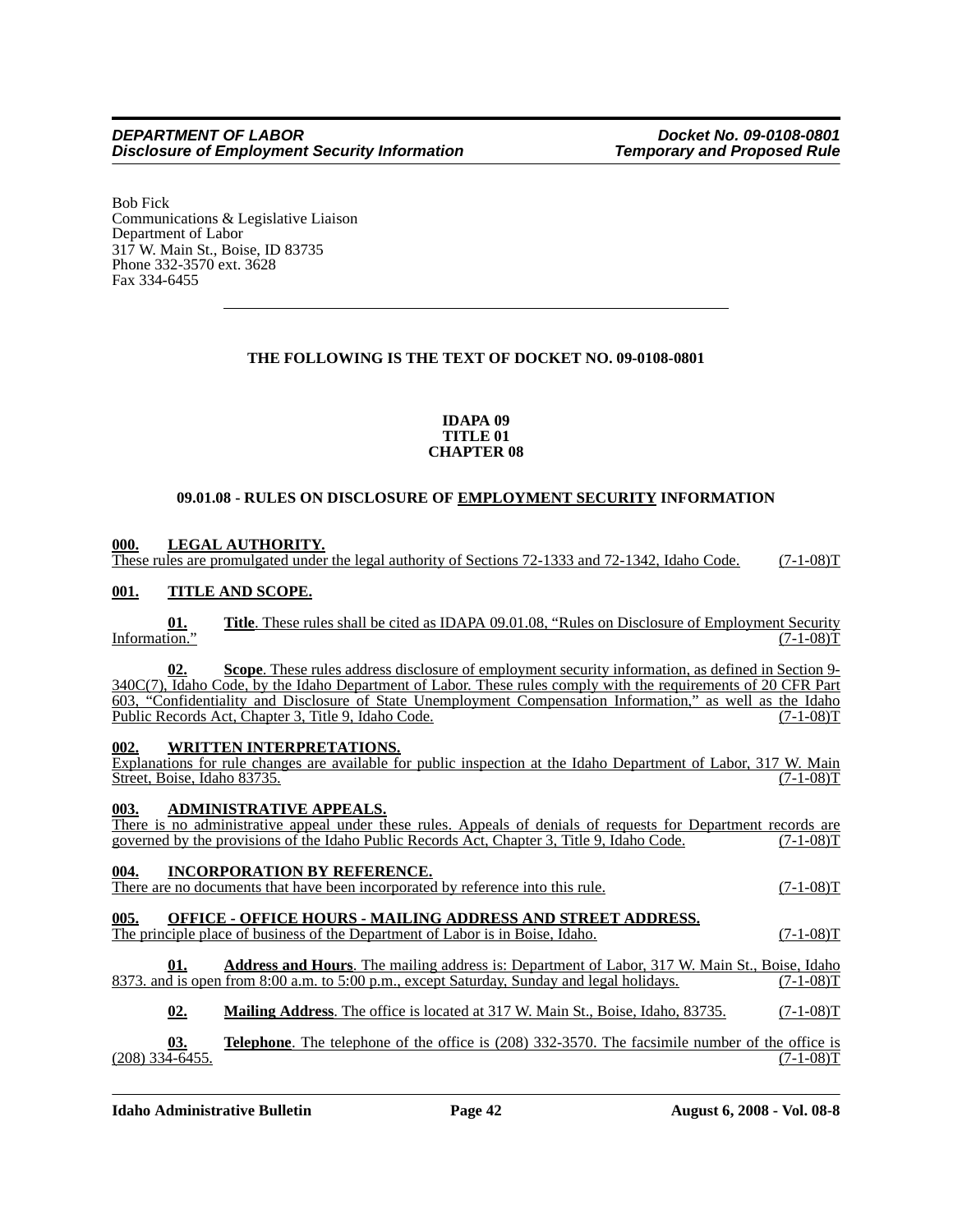Bob Fick
Communications & Legislative Liaison
Department of Labor
317 W. Main St., Boise, ID 83735
Phone 332-3570 ext. 3628
Fax 334-6455

---

**THE FOLLOWING IS THE TEXT OF DOCKET NO. 09-0108-0801**

**IDAPA 09**
**TITLE 01**
**CHAPTER 08**

**09.01.08 - RULES ON DISCLOSURE OF EMPLOYMENT SECURITY INFORMATION**

**000. LEGAL AUTHORITY.**
These rules are promulgated under the legal authority of Sections 72-1333 and 72-1342, Idaho Code. (7-1-08)T

**001. TITLE AND SCOPE.**

**01. Title**. These rules shall be cited as IDAPA 09.01.08, "Rules on Disclosure of Employment Security Information." (7-1-08)T

**02. Scope**. These rules address disclosure of employment security information, as defined in Section 9-340C(7), Idaho Code, by the Idaho Department of Labor. These rules comply with the requirements of 20 CFR Part 603, "Confidentiality and Disclosure of State Unemployment Compensation Information," as well as the Idaho Public Records Act, Chapter 3, Title 9, Idaho Code. (7-1-08)T

**002. WRITTEN INTERPRETATIONS.**
Explanations for rule changes are available for public inspection at the Idaho Department of Labor, 317 W. Main Street, Boise, Idaho 83735. (7-1-08)T

**003. ADMINISTRATIVE APPEALS.**
There is no administrative appeal under these rules. Appeals of denials of requests for Department records are governed by the provisions of the Idaho Public Records Act, Chapter 3, Title 9, Idaho Code. (7-1-08)T

**004. INCORPORATION BY REFERENCE.**
There are no documents that have been incorporated by reference into this rule. (7-1-08)T

**005. OFFICE - OFFICE HOURS - MAILING ADDRESS AND STREET ADDRESS.**
The principle place of business of the Department of Labor is in Boise, Idaho. (7-1-08)T

**01. Address and Hours**. The mailing address is: Department of Labor, 317 W. Main St., Boise, Idaho 8373. and is open from 8:00 a.m. to 5:00 p.m., except Saturday, Sunday and legal holidays. (7-1-08)T

**02. Mailing Address**. The office is located at 317 W. Main St., Boise, Idaho, 83735. (7-1-08)T

**03. Telephone**. The telephone of the office is (208) 332-3570. The facsimile number of the office is (208) 334-6455. (7-1-08)T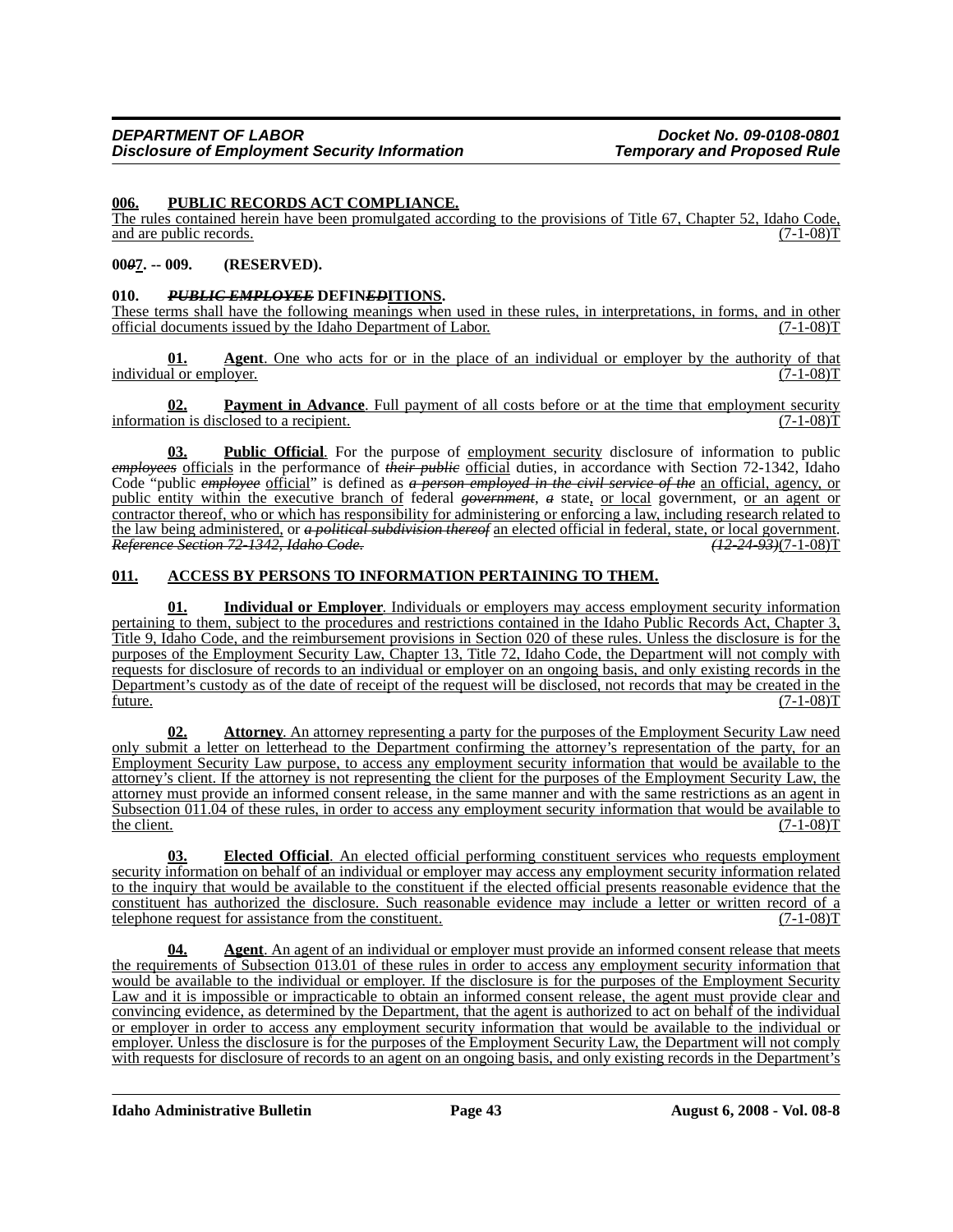**006. PUBLIC RECORDS ACT COMPLIANCE.**

The rules contained herein have been promulgated according to the provisions of Title 67, Chapter 52, Idaho Code, and are public records. (7-1-08)T

**00~~0~~7. -- 009. (RESERVED).**

**010. ~~PUBLIC EMPLOYEE~~ DEFIN~~ED~~ITIONS.**

These terms shall have the following meanings when used in these rules, in interpretations, in forms, and in other official documents issued by the Idaho Department of Labor. (7-1-08)T

**01. Agent**. One who acts for or in the place of an individual or employer by the authority of that individual or employer. (7-1-08)T

**02. Payment in Advance**. Full payment of all costs before or at the time that employment security information is disclosed to a recipient. (7-1-08)T

**03. Public Official**. For the purpose of employment security disclosure of information to public ~~*employees*~~ officials in the performance of ~~*their public*~~ official duties, in accordance with Section 72-1342, Idaho Code "public ~~*employee*~~ official" is defined as ~~*a person employed in the civil service of the*~~ an official, agency, or public entity within the executive branch of federal ~~*government*~~, ~~*a*~~ state, or local government, or an agent or contractor thereof, who or which has responsibility for administering or enforcing a law, including research related to the law being administered, or ~~*a political subdivision thereof*~~ an elected official in federal, state, or local government. ~~*Reference Section 72-1342, Idaho Code.*~~ ~~*(12-24-93)*~~(7-1-08)T

**011. ACCESS BY PERSONS TO INFORMATION PERTAINING TO THEM.**

**01. Individual or Employer**. Individuals or employers may access employment security information pertaining to them, subject to the procedures and restrictions contained in the Idaho Public Records Act, Chapter 3, Title 9, Idaho Code, and the reimbursement provisions in Section 020 of these rules. Unless the disclosure is for the purposes of the Employment Security Law, Chapter 13, Title 72, Idaho Code, the Department will not comply with requests for disclosure of records to an individual or employer on an ongoing basis, and only existing records in the Department's custody as of the date of receipt of the request will be disclosed, not records that may be created in the future. (7-1-08)T

**02. Attorney**. An attorney representing a party for the purposes of the Employment Security Law need only submit a letter on letterhead to the Department confirming the attorney's representation of the party, for an Employment Security Law purpose, to access any employment security information that would be available to the attorney's client. If the attorney is not representing the client for the purposes of the Employment Security Law, the attorney must provide an informed consent release, in the same manner and with the same restrictions as an agent in Subsection 011.04 of these rules, in order to access any employment security information that would be available to the client. (7-1-08)T

**03. Elected Official**. An elected official performing constituent services who requests employment security information on behalf of an individual or employer may access any employment security information related to the inquiry that would be available to the constituent if the elected official presents reasonable evidence that the constituent has authorized the disclosure. Such reasonable evidence may include a letter or written record of a telephone request for assistance from the constituent. (7-1-08)T

**04. Agent**. An agent of an individual or employer must provide an informed consent release that meets the requirements of Subsection 013.01 of these rules in order to access any employment security information that would be available to the individual or employer. If the disclosure is for the purposes of the Employment Security Law and it is impossible or impracticable to obtain an informed consent release, the agent must provide clear and convincing evidence, as determined by the Department, that the agent is authorized to act on behalf of the individual or employer in order to access any employment security information that would be available to the individual or employer. Unless the disclosure is for the purposes of the Employment Security Law, the Department will not comply with requests for disclosure of records to an agent on an ongoing basis, and only existing records in the Department's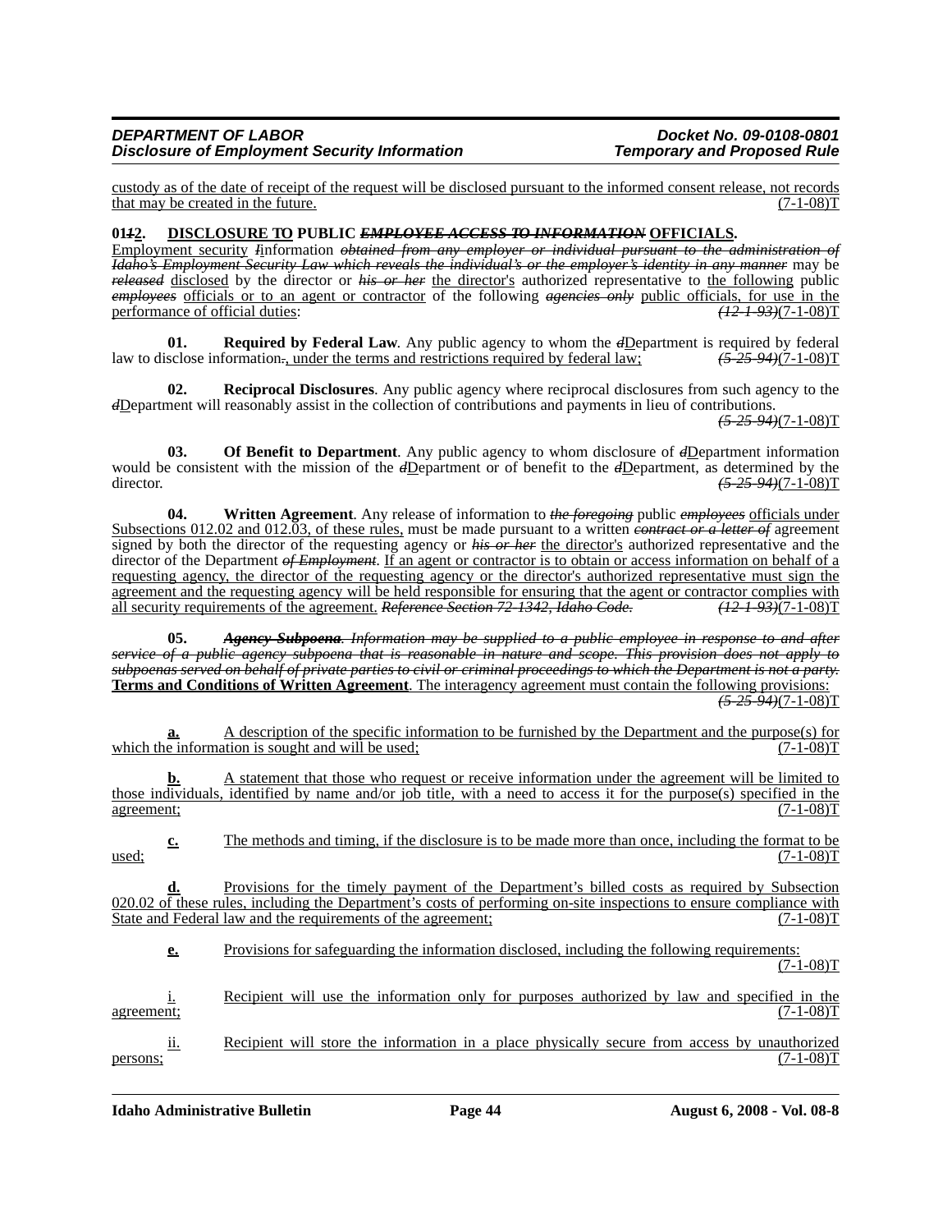custody as of the date of receipt of the request will be disclosed pursuant to the informed consent release, not records that may be created in the future. (7-1-08)T

**0112. DISCLOSURE TO PUBLIC ~~EMPLOYEE ACCESS TO INFORMATION~~ OFFICIALS.**

Employment security ~~I~~information ~~obtained from any employer or individual pursuant to the administration of Idaho's Employment Security Law which reveals the individual's or the employer's identity in any manner~~ may be ~~released~~ disclosed by the director or ~~his or her~~ the director's authorized representative to the following public ~~employees~~ officials or to an agent or contractor of the following ~~agencies only~~ public officials, for use in the performance of official duties: ~~(12-1-93)~~(7-1-08)T

**01. Required by Federal Law**. Any public agency to whom the ~~d~~Department is required by federal law to disclose information~~.~~, under the terms and restrictions required by federal law; ~~(5-25-94)~~(7-1-08)T

**02. Reciprocal Disclosures**. Any public agency where reciprocal disclosures from such agency to the ~~d~~Department will reasonably assist in the collection of contributions and payments in lieu of contributions. ~~(5-25-94)~~(7-1-08)T

**03. Of Benefit to Department**. Any public agency to whom disclosure of ~~d~~Department information would be consistent with the mission of the ~~d~~Department or of benefit to the ~~d~~Department, as determined by the director. ~~(5-25-94)~~(7-1-08)T

**04. Written Agreement**. Any release of information to ~~the foregoing~~ public ~~employees~~ officials under Subsections 012.02 and 012.03, of these rules, must be made pursuant to a written ~~contract or a letter of~~ agreement signed by both the director of the requesting agency or ~~his or her~~ the director's authorized representative and the director of the Department ~~of Employment~~. If an agent or contractor is to obtain or access information on behalf of a requesting agency, the director of the requesting agency or the director's authorized representative must sign the agreement and the requesting agency will be held responsible for ensuring that the agent or contractor complies with all security requirements of the agreement. ~~Reference Section 72-1342, Idaho Code.~~ ~~(12-1-93)~~(7-1-08)T

**05.** ~~**Agency Subpoena**. Information may be supplied to a public employee in response to and after service of a public agency subpoena that is reasonable in nature and scope. This provision does not apply to subpoenas served on behalf of private parties to civil or criminal proceedings to which the Department is not a party.~~ **Terms and Conditions of Written Agreement**. The interagency agreement must contain the following provisions: ~~(5-25-94)~~(7-1-08)T

**a.** A description of the specific information to be furnished by the Department and the purpose(s) for which the information is sought and will be used; (7-1-08)T

**b.** A statement that those who request or receive information under the agreement will be limited to those individuals, identified by name and/or job title, with a need to access it for the purpose(s) specified in the agreement; (7-1-08)T

**c.** The methods and timing, if the disclosure is to be made more than once, including the format to be used; (7-1-08)T

**d.** Provisions for the timely payment of the Department's billed costs as required by Subsection 020.02 of these rules, including the Department's costs of performing on-site inspections to ensure compliance with State and Federal law and the requirements of the agreement; (7-1-08)T

**e.** Provisions for safeguarding the information disclosed, including the following requirements: (7-1-08)T

i. Recipient will use the information only for purposes authorized by law and specified in the agreement; (7-1-08)T

ii. Recipient will store the information in a place physically secure from access by unauthorized persons; (7-1-08)T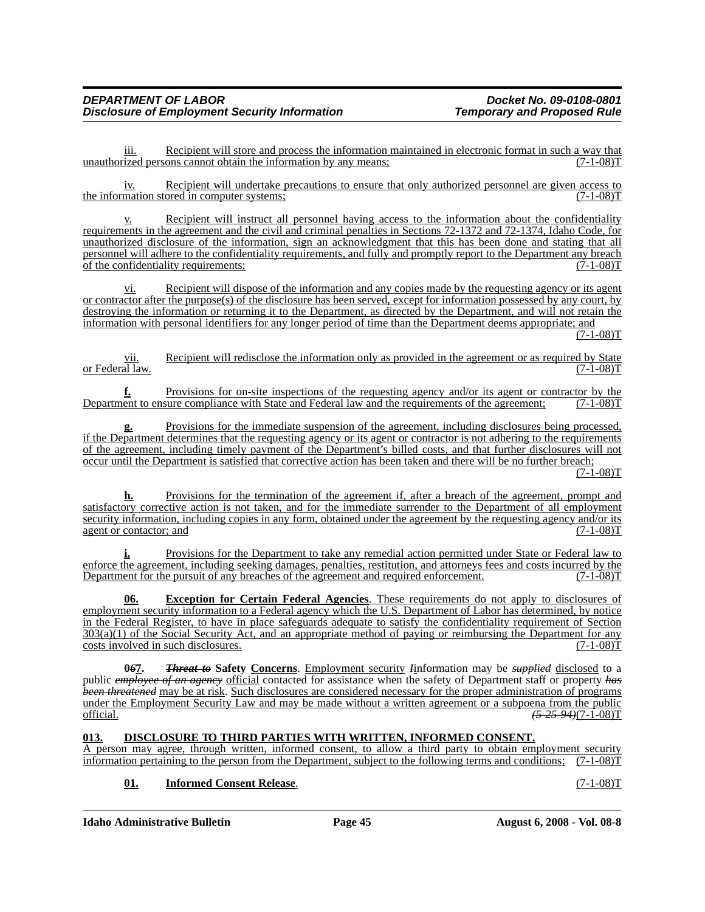iii. Recipient will store and process the information maintained in electronic format in such a way that unauthorized persons cannot obtain the information by any means; (7-1-08)T

iv. Recipient will undertake precautions to ensure that only authorized personnel are given access to the information stored in computer systems; (7-1-08)T

v. Recipient will instruct all personnel having access to the information about the confidentiality requirements in the agreement and the civil and criminal penalties in Sections 72-1372 and 72-1374, Idaho Code, for unauthorized disclosure of the information, sign an acknowledgment that this has been done and stating that all personnel will adhere to the confidentiality requirements, and fully and promptly report to the Department any breach of the confidentiality requirements; (7-1-08)T

vi. Recipient will dispose of the information and any copies made by the requesting agency or its agent or contractor after the purpose(s) of the disclosure has been served, except for information possessed by any court, by destroying the information or returning it to the Department, as directed by the Department, and will not retain the information with personal identifiers for any longer period of time than the Department deems appropriate; and (7-1-08)T

vii. Recipient will redisclose the information only as provided in the agreement or as required by State or Federal law. (7-1-08)T

**f.** Provisions for on-site inspections of the requesting agency and/or its agent or contractor by the Department to ensure compliance with State and Federal law and the requirements of the agreement; (7-1-08)T

**g.** Provisions for the immediate suspension of the agreement, including disclosures being processed, if the Department determines that the requesting agency or its agent or contractor is not adhering to the requirements of the agreement, including timely payment of the Department's billed costs, and that further disclosures will not occur until the Department is satisfied that corrective action has been taken and there will be no further breach; (7-1-08)T

**h.** Provisions for the termination of the agreement if, after a breach of the agreement, prompt and satisfactory corrective action is not taken, and for the immediate surrender to the Department of all employment security information, including copies in any form, obtained under the agreement by the requesting agency and/or its agent or contactor; and (7-1-08)T

**i.** Provisions for the Department to take any remedial action permitted under State or Federal law to enforce the agreement, including seeking damages, penalties, restitution, and attorneys fees and costs incurred by the Department for the pursuit of any breaches of the agreement and required enforcement. (7-1-08)T

**06. Exception for Certain Federal Agencies**. These requirements do not apply to disclosures of employment security information to a Federal agency which the U.S. Department of Labor has determined, by notice in the Federal Register, to have in place safeguards adequate to satisfy the confidentiality requirement of Section 303(a)(1) of the Social Security Act, and an appropriate method of paying or reimbursing the Department for any costs involved in such disclosures. (7-1-08)T

**0~~6~~7. ~~Threat to~~ Safety Concerns**. Employment security ~~I~~information may be ~~supplied~~ disclosed to a public ~~employee of an agency~~ official contacted for assistance when the safety of Department staff or property ~~has been threatened~~ may be at risk. Such disclosures are considered necessary for the proper administration of programs under the Employment Security Law and may be made without a written agreement or a subpoena from the public official. ~~(5-25-94)~~(7-1-08)T

**013. DISCLOSURE TO THIRD PARTIES WITH WRITTEN, INFORMED CONSENT.**

A person may agree, through written, informed consent, to allow a third party to obtain employment security information pertaining to the person from the Department, subject to the following terms and conditions: (7-1-08)T

**01. Informed Consent Release**. (7-1-08)T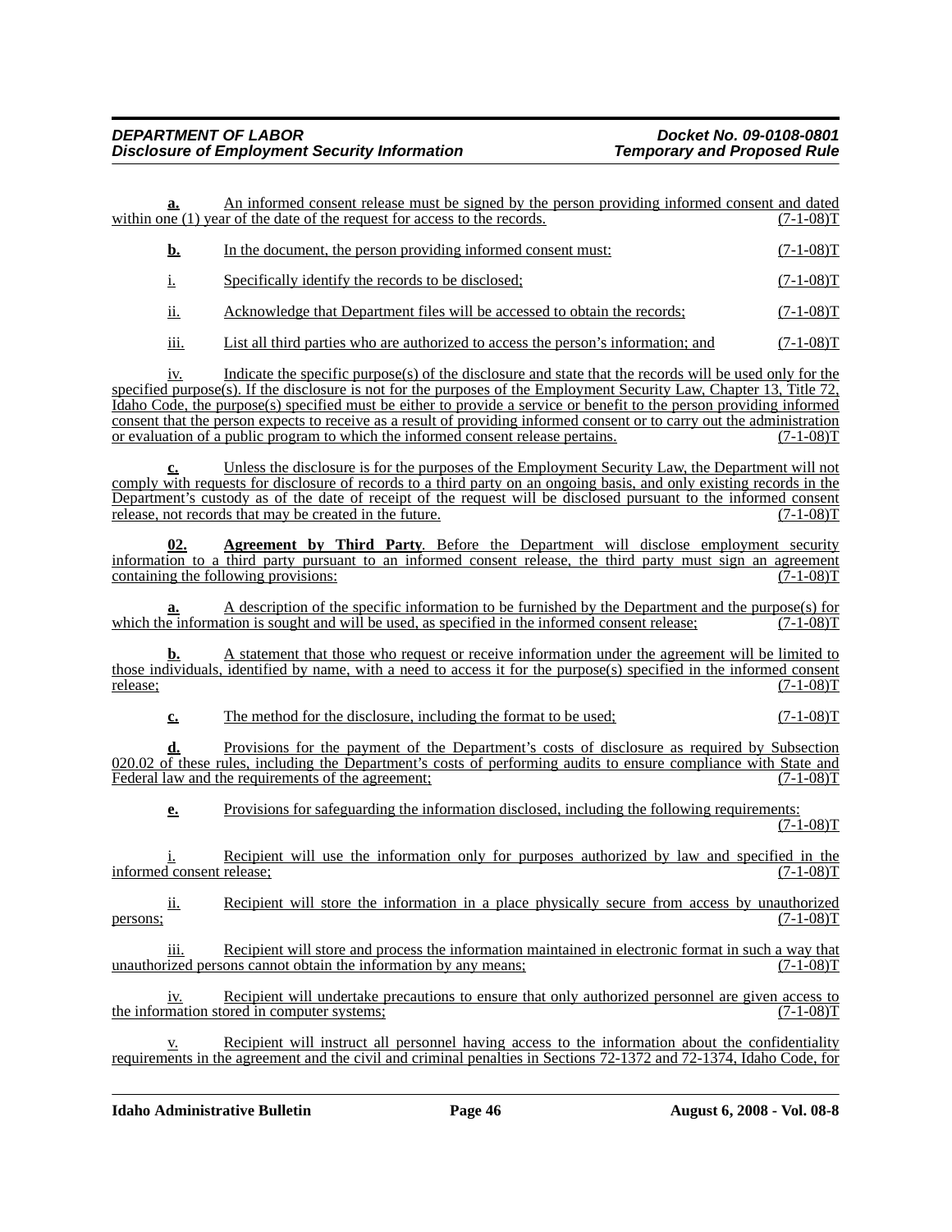**a.** An informed consent release must be signed by the person providing informed consent and dated within one (1) year of the date of the request for access to the records. (7-1-08)T

**b.** In the document, the person providing informed consent must: (7-1-08)T

i. Specifically identify the records to be disclosed; (7-1-08)T

ii. Acknowledge that Department files will be accessed to obtain the records; (7-1-08)T

iii. List all third parties who are authorized to access the person's information; and (7-1-08)T

iv. Indicate the specific purpose(s) of the disclosure and state that the records will be used only for the specified purpose(s). If the disclosure is not for the purposes of the Employment Security Law, Chapter 13, Title 72, Idaho Code, the purpose(s) specified must be either to provide a service or benefit to the person providing informed consent that the person expects to receive as a result of providing informed consent or to carry out the administration or evaluation of a public program to which the informed consent release pertains. (7-1-08)T

**c.** Unless the disclosure is for the purposes of the Employment Security Law, the Department will not comply with requests for disclosure of records to a third party on an ongoing basis, and only existing records in the Department's custody as of the date of receipt of the request will be disclosed pursuant to the informed consent release, not records that may be created in the future. (7-1-08)T

**02. Agreement by Third Party**. Before the Department will disclose employment security information to a third party pursuant to an informed consent release, the third party must sign an agreement containing the following provisions: (7-1-08)T

**a.** A description of the specific information to be furnished by the Department and the purpose(s) for which the information is sought and will be used, as specified in the informed consent release; (7-1-08)T

**b.** A statement that those who request or receive information under the agreement will be limited to those individuals, identified by name, with a need to access it for the purpose(s) specified in the informed consent release; (7-1-08)T

**c.** The method for the disclosure, including the format to be used; (7-1-08)T

**d.** Provisions for the payment of the Department's costs of disclosure as required by Subsection 020.02 of these rules, including the Department's costs of performing audits to ensure compliance with State and Federal law and the requirements of the agreement; (7-1-08)T

**e.** Provisions for safeguarding the information disclosed, including the following requirements: (7-1-08)T

i. Recipient will use the information only for purposes authorized by law and specified in the informed consent release; (7-1-08)T

ii. Recipient will store the information in a place physically secure from access by unauthorized persons; (7-1-08)T

iii. Recipient will store and process the information maintained in electronic format in such a way that unauthorized persons cannot obtain the information by any means; (7-1-08)T

iv. Recipient will undertake precautions to ensure that only authorized personnel are given access to the information stored in computer systems; (7-1-08)T

v. Recipient will instruct all personnel having access to the information about the confidentiality requirements in the agreement and the civil and criminal penalties in Sections 72-1372 and 72-1374, Idaho Code, for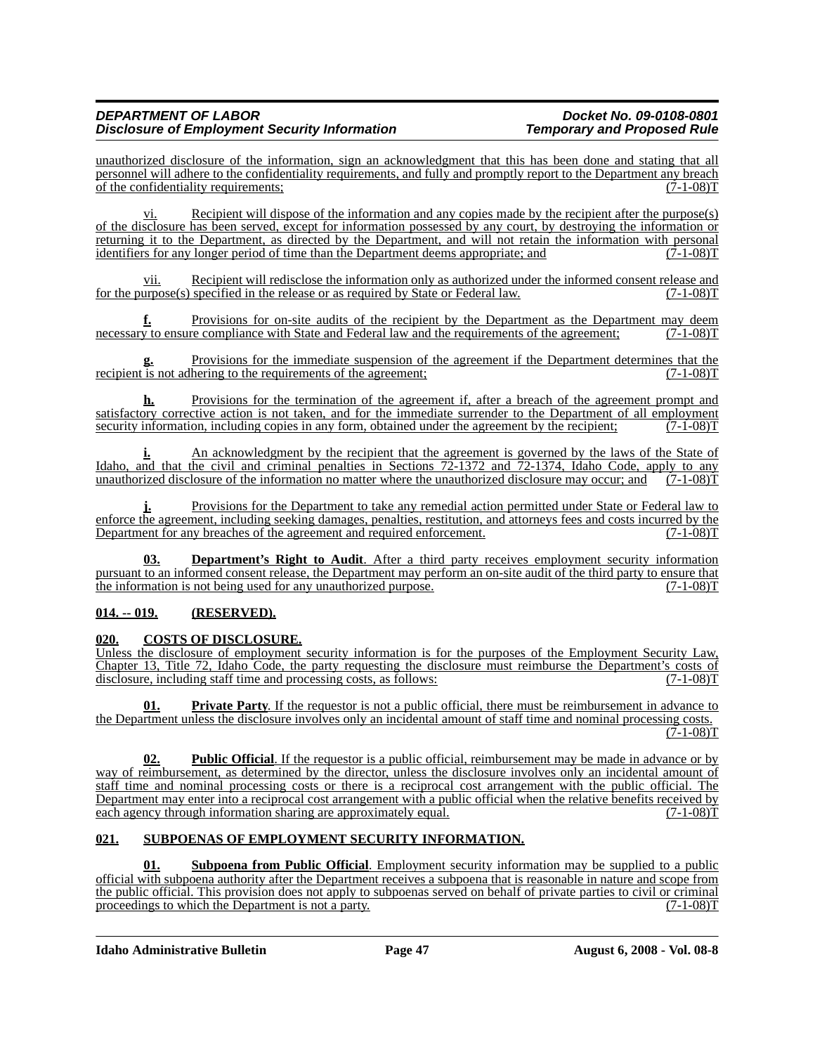unauthorized disclosure of the information, sign an acknowledgment that this has been done and stating that all personnel will adhere to the confidentiality requirements, and fully and promptly report to the Department any breach of the confidentiality requirements; (7-1-08)T

vi. Recipient will dispose of the information and any copies made by the recipient after the purpose(s) of the disclosure has been served, except for information possessed by any court, by destroying the information or returning it to the Department, as directed by the Department, and will not retain the information with personal identifiers for any longer period of time than the Department deems appropriate; and (7-1-08)T

vii. Recipient will redisclose the information only as authorized under the informed consent release and for the purpose(s) specified in the release or as required by State or Federal law. (7-1-08)T

**f.** Provisions for on-site audits of the recipient by the Department as the Department may deem necessary to ensure compliance with State and Federal law and the requirements of the agreement; (7-1-08)T

**g.** Provisions for the immediate suspension of the agreement if the Department determines that the recipient is not adhering to the requirements of the agreement; (7-1-08)T

**h.** Provisions for the termination of the agreement if, after a breach of the agreement prompt and satisfactory corrective action is not taken, and for the immediate surrender to the Department of all employment security information, including copies in any form, obtained under the agreement by the recipient; (7-1-08)T

**i.** An acknowledgment by the recipient that the agreement is governed by the laws of the State of Idaho, and that the civil and criminal penalties in Sections 72-1372 and 72-1374, Idaho Code, apply to any unauthorized disclosure of the information no matter where the unauthorized disclosure may occur; and (7-1-08)T

**j.** Provisions for the Department to take any remedial action permitted under State or Federal law to enforce the agreement, including seeking damages, penalties, restitution, and attorneys fees and costs incurred by the Department for any breaches of the agreement and required enforcement. (7-1-08)T

**03. Department's Right to Audit**. After a third party receives employment security information pursuant to an informed consent release, the Department may perform an on-site audit of the third party to ensure that the information is not being used for any unauthorized purpose. (7-1-08)T

**014. -- 019. (RESERVED).**

**020. COSTS OF DISCLOSURE.**

Unless the disclosure of employment security information is for the purposes of the Employment Security Law, Chapter 13, Title 72, Idaho Code, the party requesting the disclosure must reimburse the Department's costs of disclosure, including staff time and processing costs, as follows: (7-1-08)T

**01. Private Party**. If the requestor is not a public official, there must be reimbursement in advance to the Department unless the disclosure involves only an incidental amount of staff time and nominal processing costs. (7-1-08)T

**02. Public Official**. If the requestor is a public official, reimbursement may be made in advance or by way of reimbursement, as determined by the director, unless the disclosure involves only an incidental amount of staff time and nominal processing costs or there is a reciprocal cost arrangement with the public official. The Department may enter into a reciprocal cost arrangement with a public official when the relative benefits received by each agency through information sharing are approximately equal. (7-1-08)T

**021. SUBPOENAS OF EMPLOYMENT SECURITY INFORMATION.**

**01. Subpoena from Public Official**. Employment security information may be supplied to a public official with subpoena authority after the Department receives a subpoena that is reasonable in nature and scope from the public official. This provision does not apply to subpoenas served on behalf of private parties to civil or criminal proceedings to which the Department is not a party. (7-1-08)T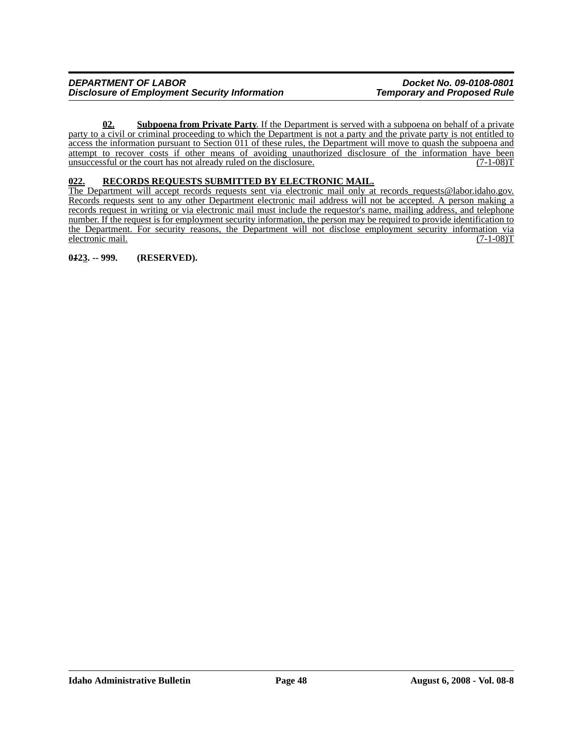**02. Subpoena from Private Party**. If the Department is served with a subpoena on behalf of a private party to a civil or criminal proceeding to which the Department is not a party and the private party is not entitled to access the information pursuant to Section 011 of these rules, the Department will move to quash the subpoena and attempt to recover costs if other means of avoiding unauthorized disclosure of the information have been unsuccessful or the court has not already ruled on the disclosure. (7-1-08)T

**022. RECORDS REQUESTS SUBMITTED BY ELECTRONIC MAIL.**

The Department will accept records requests sent via electronic mail only at records_requests@labor.idaho.gov. Records requests sent to any other Department electronic mail address will not be accepted. A person making a records request in writing or via electronic mail must include the requestor's name, mailing address, and telephone number. If the request is for employment security information, the person may be required to provide identification to the Department. For security reasons, the Department will not disclose employment security information via electronic mail. (7-1-08)T

**0~~1~~23. -- 999. (RESERVED).**